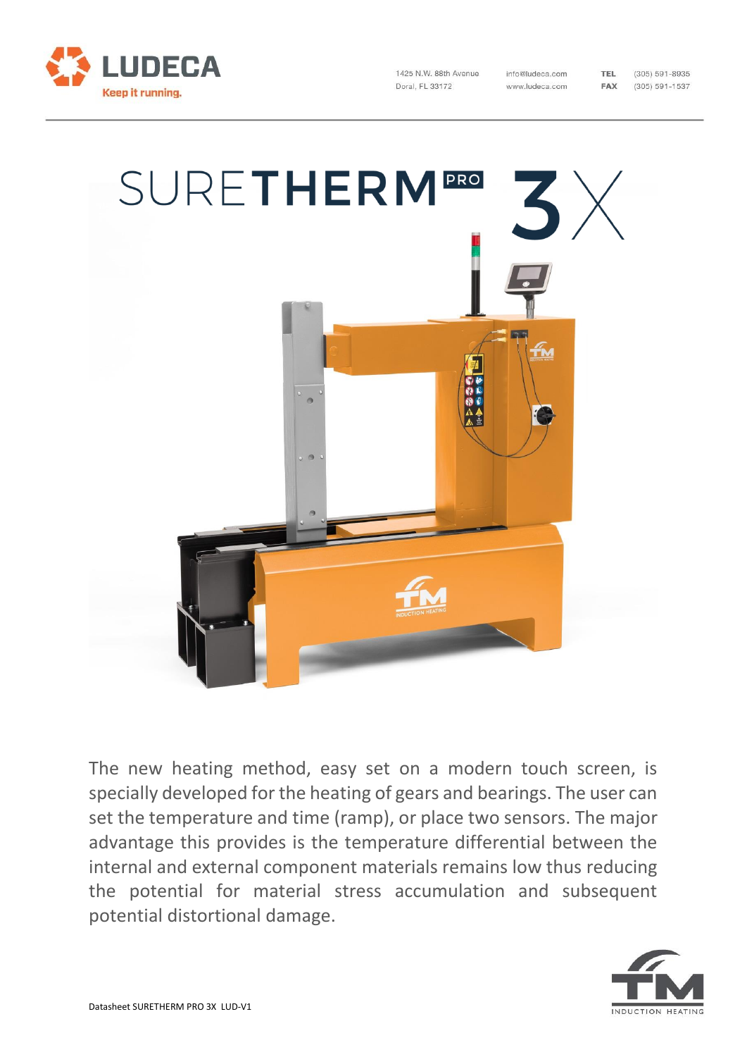1425 N.W. 88th Avenue
Doral, FL 33172

info@ludeca.com
www.ludeca.com

**TEL** (305) 591-8935
**FAX** (305) 591-1537

# SURE**THERM** PRO 3X

The new heating method, easy set on a modern touch screen, is specially developed for the heating of gears and bearings. The user can set the temperature and time (ramp), or place two sensors. The major advantage this provides is the temperature differential between the internal and external component materials remains low thus reducing the potential for material stress accumulation and subsequent potential distortional damage.

Datasheet SURETHERM PRO 3X LUD-V1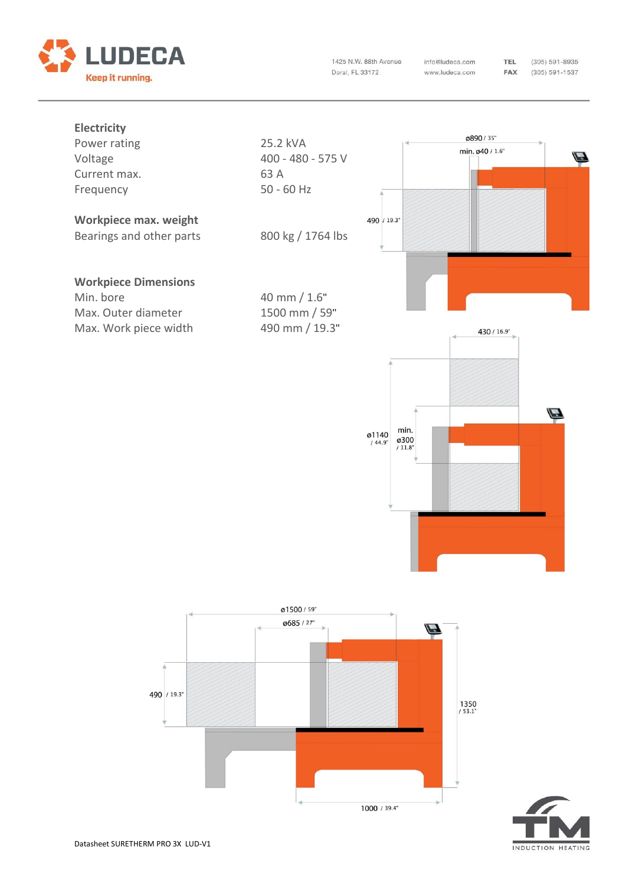## Electricity

| | |
|---|---|
| Power rating | 25.2 kVA |
| Voltage | 400 - 480 - 575 V |
| Current max. | 63 A |
| Frequency | 50 - 60 Hz |

## Workpiece max. weight

| | |
|---|---|
| Bearings and other parts | 800 kg / 1764 lbs |

## Workpiece Dimensions

| | |
|---|---|
| Min. bore | 40 mm / 1.6" |
| Max. Outer diameter | 1500 mm / 59" |
| Max. Work piece width | 490 mm / 19.3" |

ø890 / 35"
min. ø40 / 1.6"
490 / 19.3"

430 / 16.9"
ø1140 / 44.9"
min. ø300 / 11.8"

ø1500 / 59"
ø685 / 27"
490 / 19.3"
1350 / 53.1"
1000 / 39.4"

Datasheet SURETHERM PRO 3X LUD-V1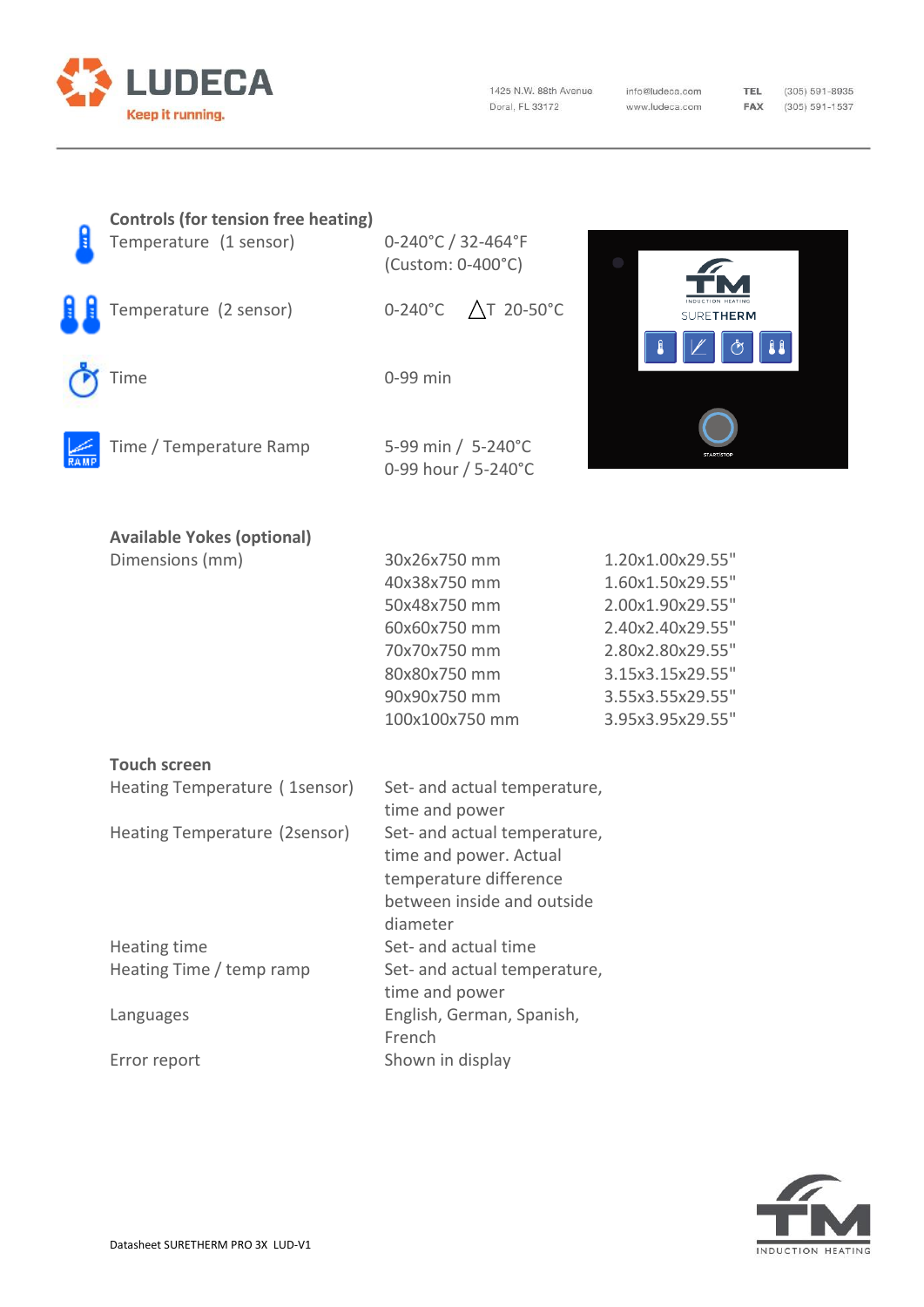## Controls (for tension free heating)

| | |
|---|---|
| Temperature (1 sensor) | 0-240°C / 32-464°F (Custom: 0-400°C) |
| Temperature (2 sensor) | 0-240°C ∆T 20-50°C |
| Time | 0-99 min |
| Time / Temperature Ramp | 5-99 min / 5-240°C<br>0-99 hour / 5-240°C |

## Available Yokes (optional)

| Dimensions (mm) | | |
|---|---|---|
| | 30x26x750 mm | 1.20x1.00x29.55" |
| | 40x38x750 mm | 1.60x1.50x29.55" |
| | 50x48x750 mm | 2.00x1.90x29.55" |
| | 60x60x750 mm | 2.40x2.40x29.55" |
| | 70x70x750 mm | 2.80x2.80x29.55" |
| | 80x80x750 mm | 3.15x3.15x29.55" |
| | 90x90x750 mm | 3.55x3.55x29.55" |
| | 100x100x750 mm | 3.95x3.95x29.55" |

## Touch screen

| | |
|---|---|
| Heating Temperature ( 1sensor) | Set- and actual temperature, time and power |
| Heating Temperature (2sensor) | Set- and actual temperature, time and power. Actual temperature difference between inside and outside diameter |
| Heating time | Set- and actual time |
| Heating Time / temp ramp | Set- and actual temperature, time and power |
| Languages | English, German, Spanish, French |
| Error report | Shown in display |

Datasheet SURETHERM PRO 3X LUD-V1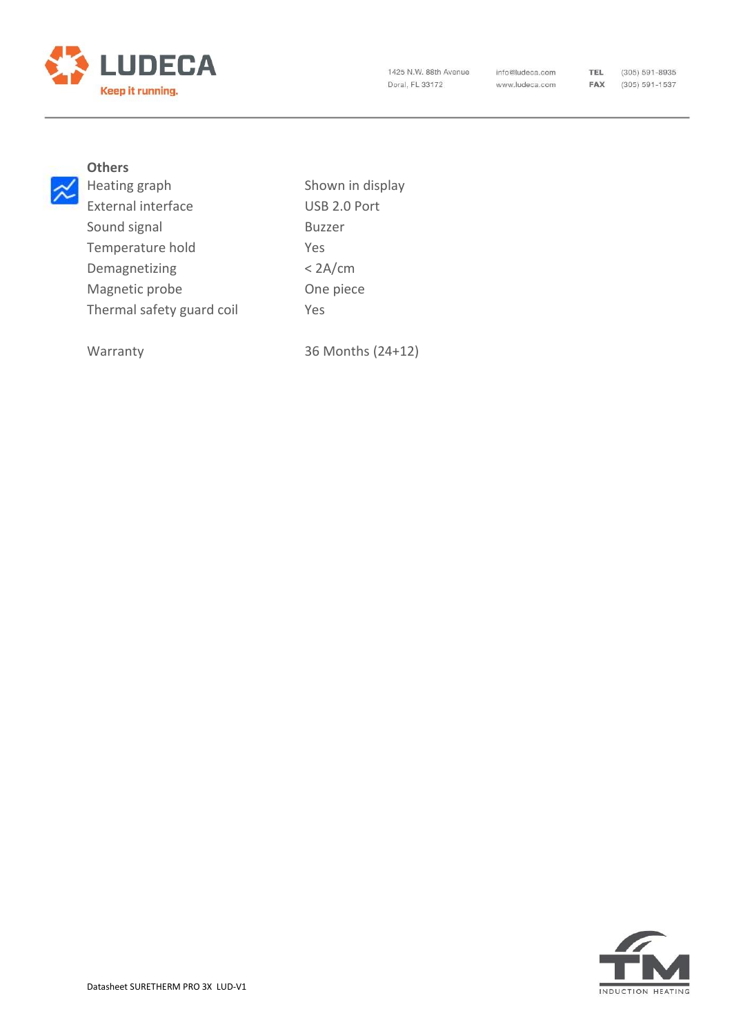**Others**

| | |
|---|---|
| Heating graph | Shown in display |
| External interface | USB 2.0 Port |
| Sound signal | Buzzer |
| Temperature hold | Yes |
| Demagnetizing | < 2A/cm |
| Magnetic probe | One piece |
| Thermal safety guard coil | Yes |
| | |
| Warranty | 36 Months (24+12) |